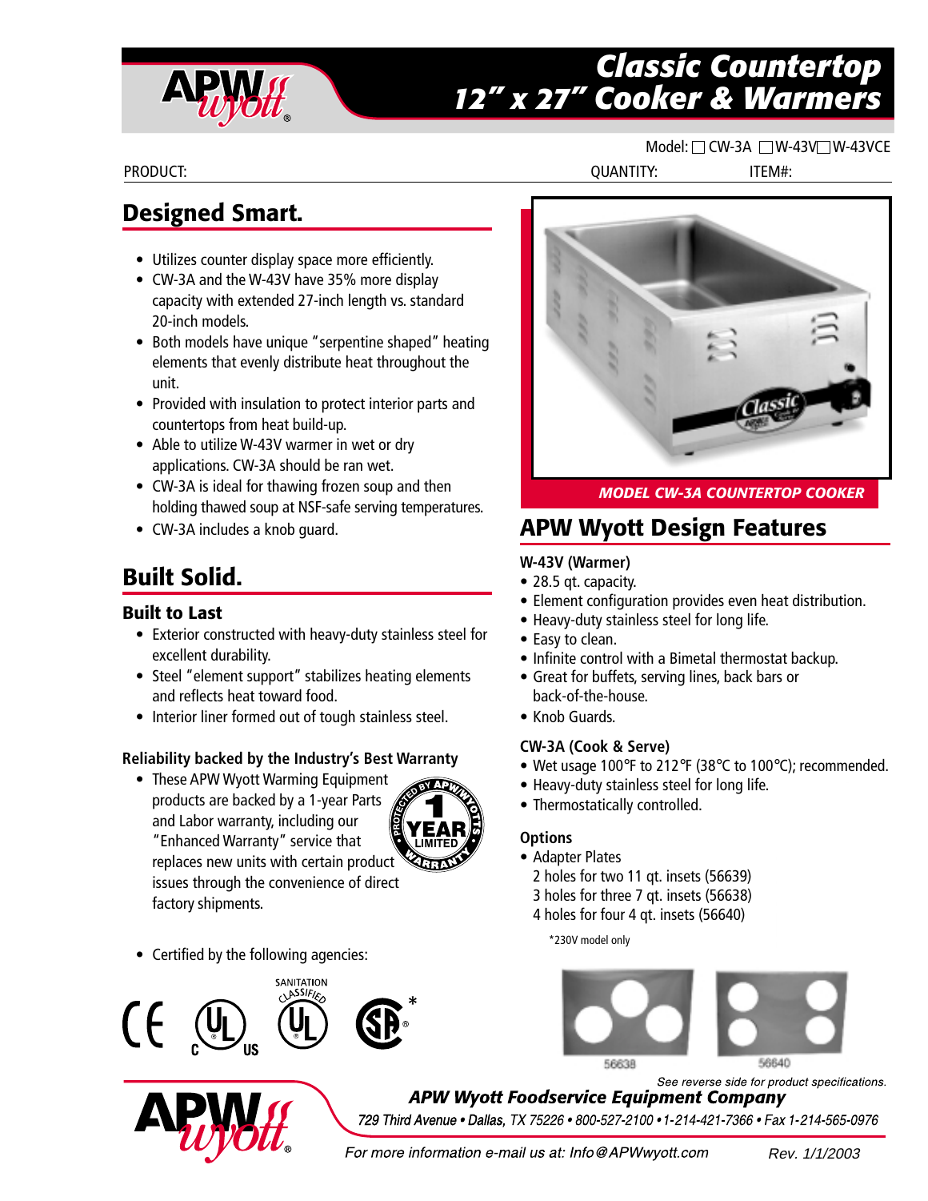# Classic Countertop 12" x 27" Cooker & Warmers

Model: ☐ CW-3A ☐ W-43V ☐ W-43VCE

PRODUCT: QUANTITY: ITEM#:

## Designed Smart.

- Utilizes counter display space more efficiently.
- CW-3A and the W-43V have 35% more display capacity with extended 27-inch length vs. standard 20-inch models.
- Both models have unique "serpentine shaped" heating elements that evenly distribute heat throughout the unit.
- Provided with insulation to protect interior parts and countertops from heat build-up.
- Able to utilize W-43V warmer in wet or dry applications. CW-3A should be ran wet.
- CW-3A is ideal for thawing frozen soup and then holding thawed soup at NSF-safe serving temperatures.
- CW-3A includes a knob guard.

## Built Solid.

### Built to Last

- Exterior constructed with heavy-duty stainless steel for excellent durability.
- Steel "element support" stabilizes heating elements and reflects heat toward food.
- Interior liner formed out of tough stainless steel.

### Reliability backed by the Industry's Best Warranty

- These APW Wyott Warming Equipment products are backed by a 1-year Parts and Labor warranty, including our "Enhanced Warranty" service that replaces new units with certain product issues through the convenience of direct factory shipments.

- Certified by the following agencies:

*MODEL CW-3A COUNTERTOP COOKER*

## APW Wyott Design Features

### W-43V (Warmer)

- 28.5 qt. capacity.
- Element configuration provides even heat distribution.
- Heavy-duty stainless steel for long life.
- Easy to clean.
- Infinite control with a Bimetal thermostat backup.
- Great for buffets, serving lines, back bars or back-of-the-house.
- Knob Guards.

### CW-3A (Cook & Serve)

- Wet usage 100°F to 212°F (38°C to 100°C); recommended.
- Heavy-duty stainless steel for long life.
- Thermostatically controlled.

### Options

- Adapter Plates
  - 2 holes for two 11 qt. insets (56639)
  - 3 holes for three 7 qt. insets (56638)
  - 4 holes for four 4 qt. insets (56640)

*230V model only

56638 56640

*See reverse side for product specifications.*

**APW Wyott Foodservice Equipment Company**

729 Third Avenue • Dallas, TX 75226 • 800-527-2100 • 1-214-421-7366 • Fax 1-214-565-0976

For more information e-mail us at: Info@APWwyott.com

Rev. 1/1/2003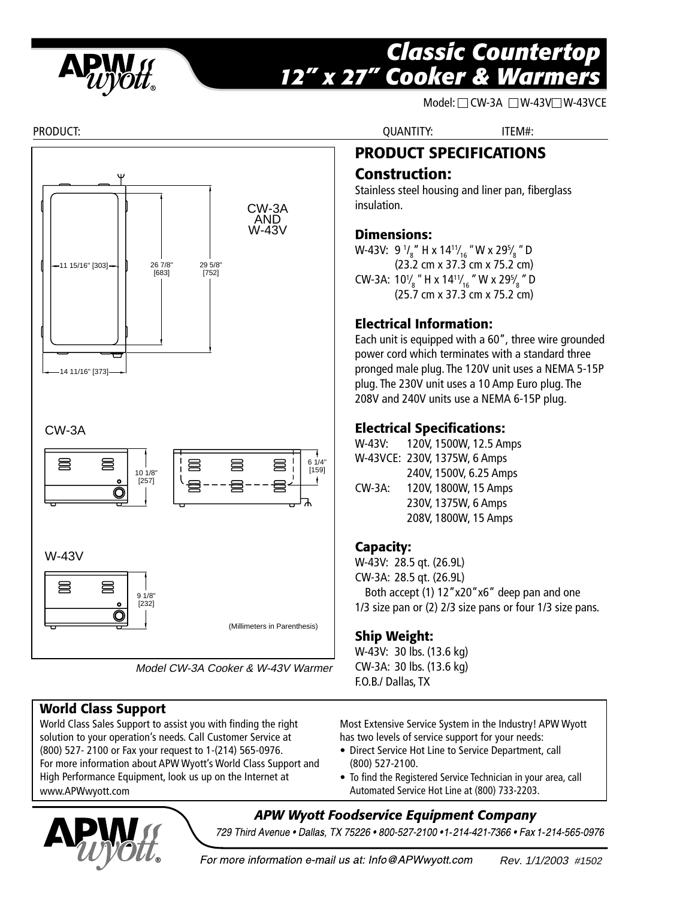# Classic Countertop 12" x 27" Cooker & Warmers

Model: ☐ CW-3A ☐ W-43V ☐ W-43VCE

PRODUCT: QUANTITY: ITEM#:

CW-3A
AND
W-43V

11 15/16" [303]

26 7/8" [683]

29 5/8" [752]

14 11/16" [373]

CW-3A

10 1/8" [257]

6 1/4" [159]

W-43V

9 1/8" [232]

(Millimeters in Parenthesis)

*Model CW-3A Cooker & W-43V Warmer*

## PRODUCT SPECIFICATIONS

### Construction:

Stainless steel housing and liner pan, fiberglass insulation.

### Dimensions:

W-43V: 9 1/8" H x 14 11/16" W x 29 5/8" D
(23.2 cm x 37.3 cm x 75.2 cm)

CW-3A: 10 1/8" H x 14 11/16" W x 29 5/8" D
(25.7 cm x 37.3 cm x 75.2 cm)

### Electrical Information:

Each unit is equipped with a 60", three wire grounded power cord which terminates with a standard three pronged male plug. The 120V unit uses a NEMA 5-15P plug. The 230V unit uses a 10 Amp Euro plug. The 208V and 240V units use a NEMA 6-15P plug.

### Electrical Specifications:

W-43V: 120V, 1500W, 12.5 Amps
W-43VCE: 230V, 1375W, 6 Amps
240V, 1500V, 6.25 Amps
CW-3A: 120V, 1800W, 15 Amps
230V, 1375W, 6 Amps
208V, 1800W, 15 Amps

### Capacity:

W-43V: 28.5 qt. (26.9L)
CW-3A: 28.5 qt. (26.9L)
Both accept (1) 12"x20"x6" deep pan and one 1/3 size pan or (2) 2/3 size pans or four 1/3 size pans.

### Ship Weight:

W-43V: 30 lbs. (13.6 kg)
CW-3A: 30 lbs. (13.6 kg)
F.O.B./ Dallas, TX

### World Class Support

World Class Sales Support to assist you with finding the right solution to your operation's needs. Call Customer Service at (800) 527- 2100 or Fax your request to 1-(214) 565-0976. For more information about APW Wyott's World Class Support and High Performance Equipment, look us up on the Internet at www.APWwyott.com

Most Extensive Service System in the Industry! APW Wyott has two levels of service support for your needs:

- Direct Service Hot Line to Service Department, call (800) 527-2100.
- To find the Registered Service Technician in your area, call Automated Service Hot Line at (800) 733-2203.

**APW Wyott Foodservice Equipment Company**

*729 Third Avenue • Dallas, TX 75226 • 800-527-2100 • 1-214-421-7366 • Fax 1-214-565-0976*

*For more information e-mail us at: Info@APWwyott.com*

*Rev. 1/1/2003 #1502*